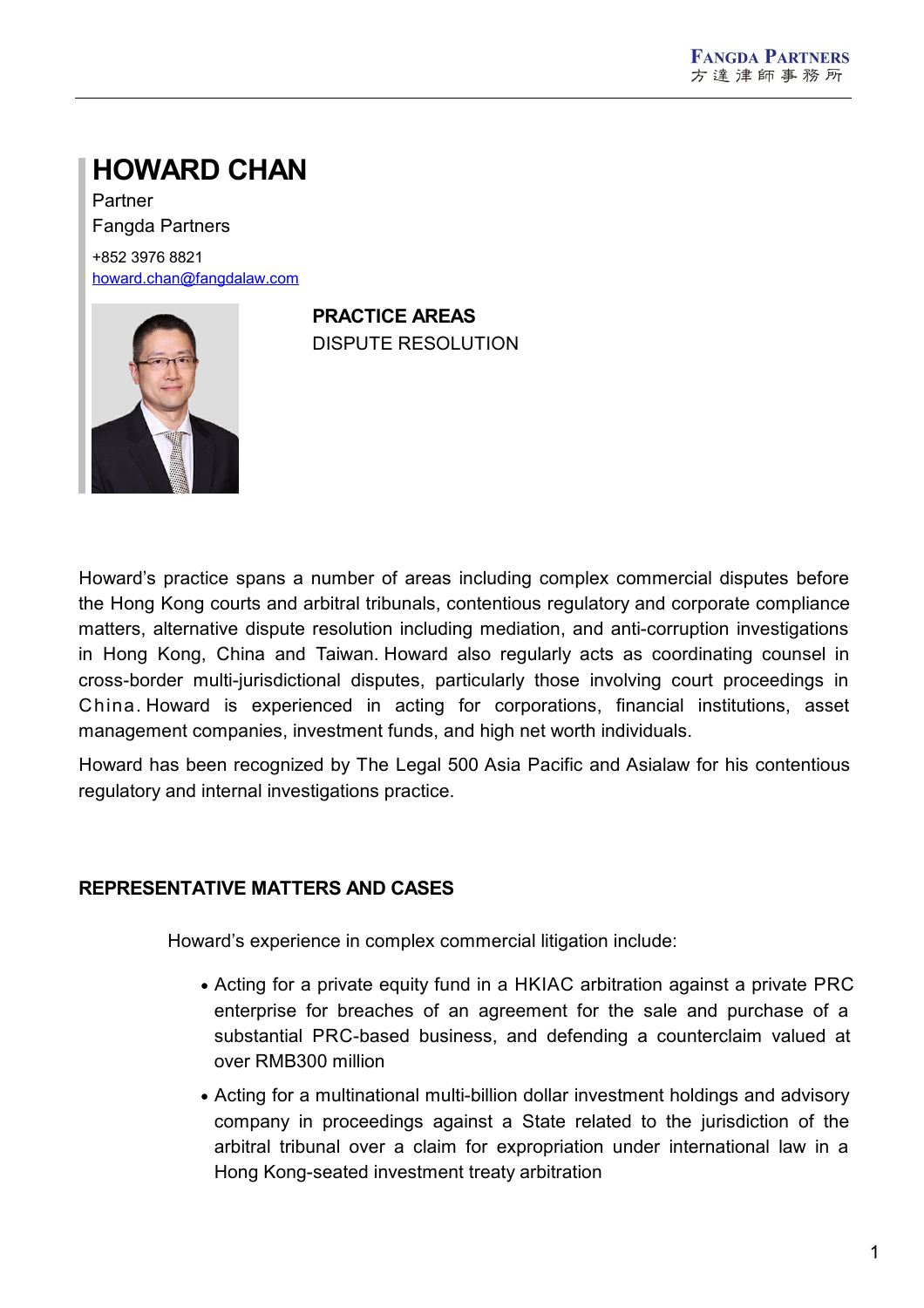# HOWARD CHAN

Partner
Fangda Partners

+852 3976 8821
howard.chan@fangdalaw.com

**PRACTICE AREAS**
DISPUTE RESOLUTION

Howard's practice spans a number of areas including complex commercial disputes before the Hong Kong courts and arbitral tribunals, contentious regulatory and corporate compliance matters, alternative dispute resolution including mediation, and anti-corruption investigations in Hong Kong, China and Taiwan. Howard also regularly acts as coordinating counsel in cross-border multi-jurisdictional disputes, particularly those involving court proceedings in China. Howard is experienced in acting for corporations, financial institutions, asset management companies, investment funds, and high net worth individuals.

Howard has been recognized by The Legal 500 Asia Pacific and Asialaw for his contentious regulatory and internal investigations practice.

## REPRESENTATIVE MATTERS AND CASES

Howard's experience in complex commercial litigation include:

- Acting for a private equity fund in a HKIAC arbitration against a private PRC enterprise for breaches of an agreement for the sale and purchase of a substantial PRC-based business, and defending a counterclaim valued at over RMB300 million
- Acting for a multinational multi-billion dollar investment holdings and advisory company in proceedings against a State related to the jurisdiction of the arbitral tribunal over a claim for expropriation under international law in a Hong Kong-seated investment treaty arbitration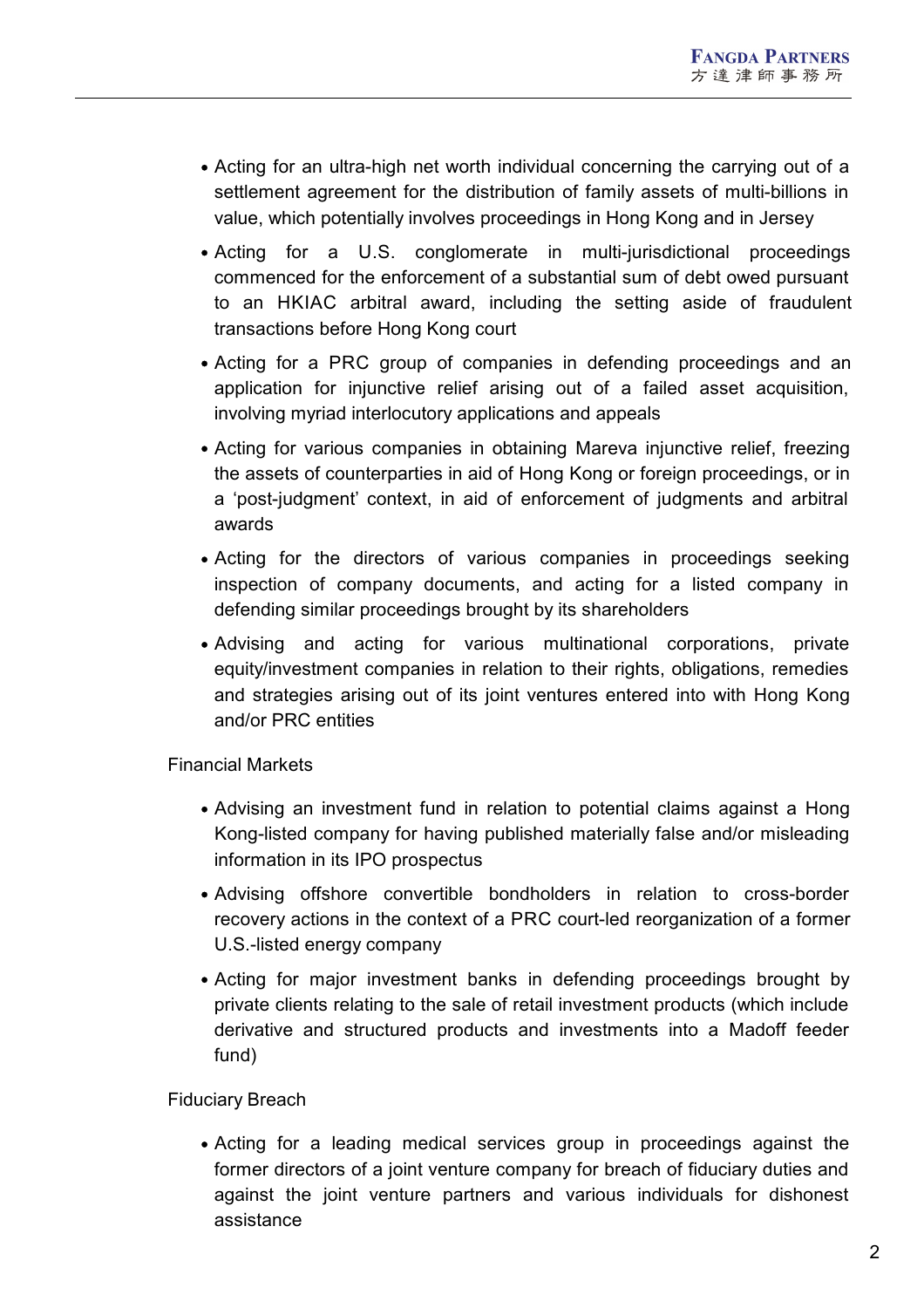- Acting for an ultra-high net worth individual concerning the carrying out of a settlement agreement for the distribution of family assets of multi-billions in value, which potentially involves proceedings in Hong Kong and in Jersey
- Acting for a U.S. conglomerate in multi-jurisdictional proceedings commenced for the enforcement of a substantial sum of debt owed pursuant to an HKIAC arbitral award, including the setting aside of fraudulent transactions before Hong Kong court
- Acting for a PRC group of companies in defending proceedings and an application for injunctive relief arising out of a failed asset acquisition, involving myriad interlocutory applications and appeals
- Acting for various companies in obtaining Mareva injunctive relief, freezing the assets of counterparties in aid of Hong Kong or foreign proceedings, or in a 'post-judgment' context, in aid of enforcement of judgments and arbitral awards
- Acting for the directors of various companies in proceedings seeking inspection of company documents, and acting for a listed company in defending similar proceedings brought by its shareholders
- Advising and acting for various multinational corporations, private equity/investment companies in relation to their rights, obligations, remedies and strategies arising out of its joint ventures entered into with Hong Kong and/or PRC entities

Financial Markets

- Advising an investment fund in relation to potential claims against a Hong Kong-listed company for having published materially false and/or misleading information in its IPO prospectus
- Advising offshore convertible bondholders in relation to cross-border recovery actions in the context of a PRC court-led reorganization of a former U.S.-listed energy company
- Acting for major investment banks in defending proceedings brought by private clients relating to the sale of retail investment products (which include derivative and structured products and investments into a Madoff feeder fund)

Fiduciary Breach

- Acting for a leading medical services group in proceedings against the former directors of a joint venture company for breach of fiduciary duties and against the joint venture partners and various individuals for dishonest assistance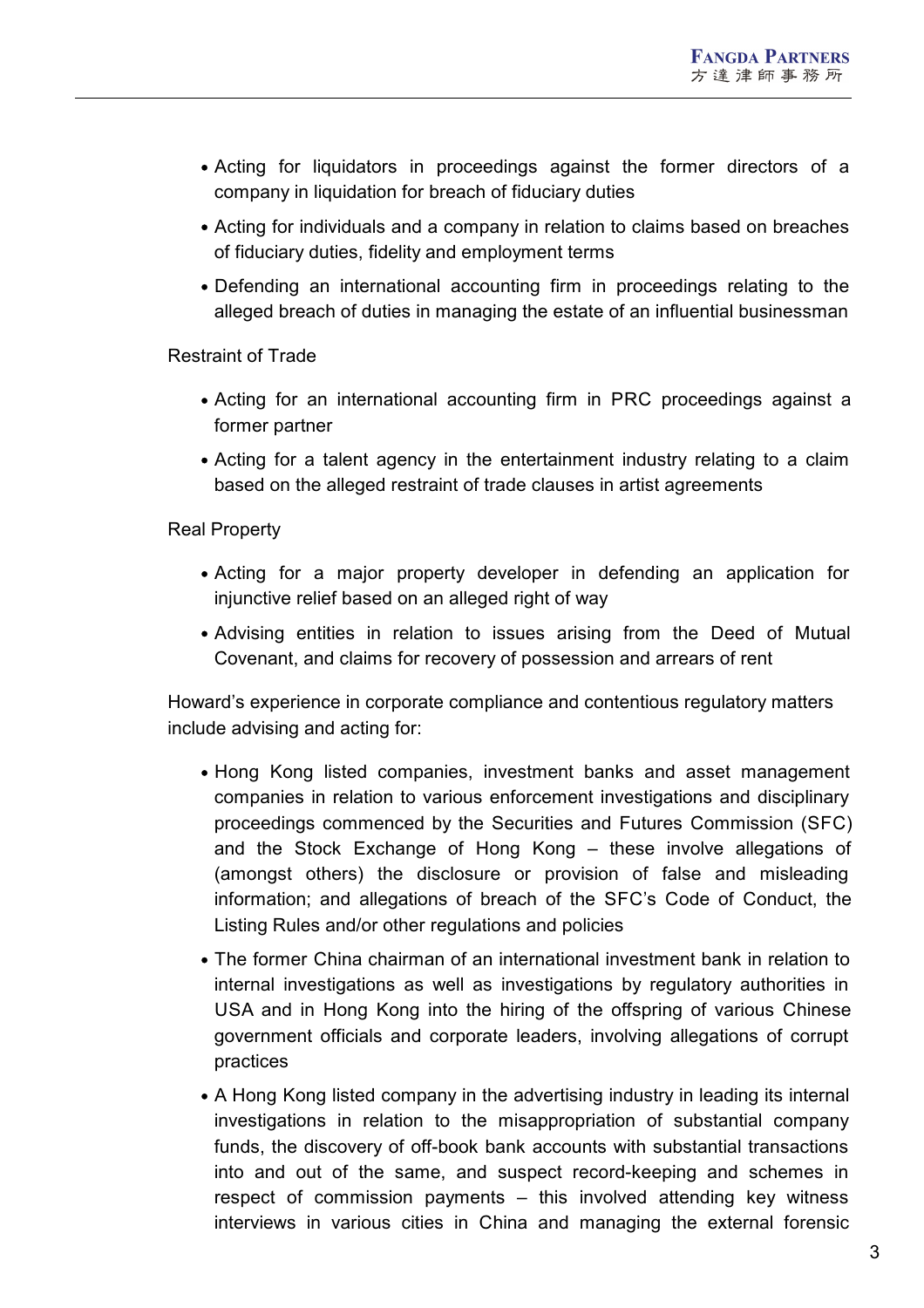- Acting for liquidators in proceedings against the former directors of a company in liquidation for breach of fiduciary duties
- Acting for individuals and a company in relation to claims based on breaches of fiduciary duties, fidelity and employment terms
- Defending an international accounting firm in proceedings relating to the alleged breach of duties in managing the estate of an influential businessman

Restraint of Trade

- Acting for an international accounting firm in PRC proceedings against a former partner
- Acting for a talent agency in the entertainment industry relating to a claim based on the alleged restraint of trade clauses in artist agreements

Real Property

- Acting for a major property developer in defending an application for injunctive relief based on an alleged right of way
- Advising entities in relation to issues arising from the Deed of Mutual Covenant, and claims for recovery of possession and arrears of rent

Howard's experience in corporate compliance and contentious regulatory matters include advising and acting for:

- Hong Kong listed companies, investment banks and asset management companies in relation to various enforcement investigations and disciplinary proceedings commenced by the Securities and Futures Commission (SFC) and the Stock Exchange of Hong Kong – these involve allegations of (amongst others) the disclosure or provision of false and misleading information; and allegations of breach of the SFC's Code of Conduct, the Listing Rules and/or other regulations and policies
- The former China chairman of an international investment bank in relation to internal investigations as well as investigations by regulatory authorities in USA and in Hong Kong into the hiring of the offspring of various Chinese government officials and corporate leaders, involving allegations of corrupt practices
- A Hong Kong listed company in the advertising industry in leading its internal investigations in relation to the misappropriation of substantial company funds, the discovery of off-book bank accounts with substantial transactions into and out of the same, and suspect record-keeping and schemes in respect of commission payments – this involved attending key witness interviews in various cities in China and managing the external forensic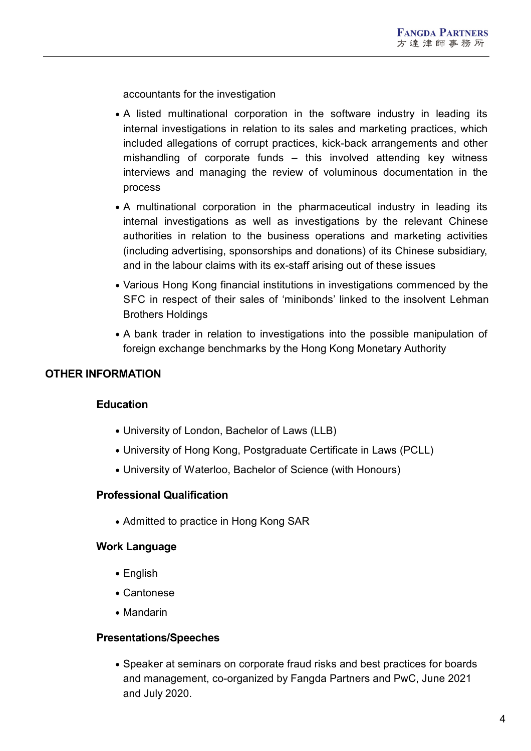accountants for the investigation

- A listed multinational corporation in the software industry in leading its internal investigations in relation to its sales and marketing practices, which included allegations of corrupt practices, kick-back arrangements and other mishandling of corporate funds – this involved attending key witness interviews and managing the review of voluminous documentation in the process
- A multinational corporation in the pharmaceutical industry in leading its internal investigations as well as investigations by the relevant Chinese authorities in relation to the business operations and marketing activities (including advertising, sponsorships and donations) of its Chinese subsidiary, and in the labour claims with its ex-staff arising out of these issues
- Various Hong Kong financial institutions in investigations commenced by the SFC in respect of their sales of 'minibonds' linked to the insolvent Lehman Brothers Holdings
- A bank trader in relation to investigations into the possible manipulation of foreign exchange benchmarks by the Hong Kong Monetary Authority

## OTHER INFORMATION

### Education

- University of London, Bachelor of Laws (LLB)
- University of Hong Kong, Postgraduate Certificate in Laws (PCLL)
- University of Waterloo, Bachelor of Science (with Honours)

### Professional Qualification

- Admitted to practice in Hong Kong SAR

### Work Language

- English
- Cantonese
- Mandarin

### Presentations/Speeches

- Speaker at seminars on corporate fraud risks and best practices for boards and management, co-organized by Fangda Partners and PwC, June 2021 and July 2020.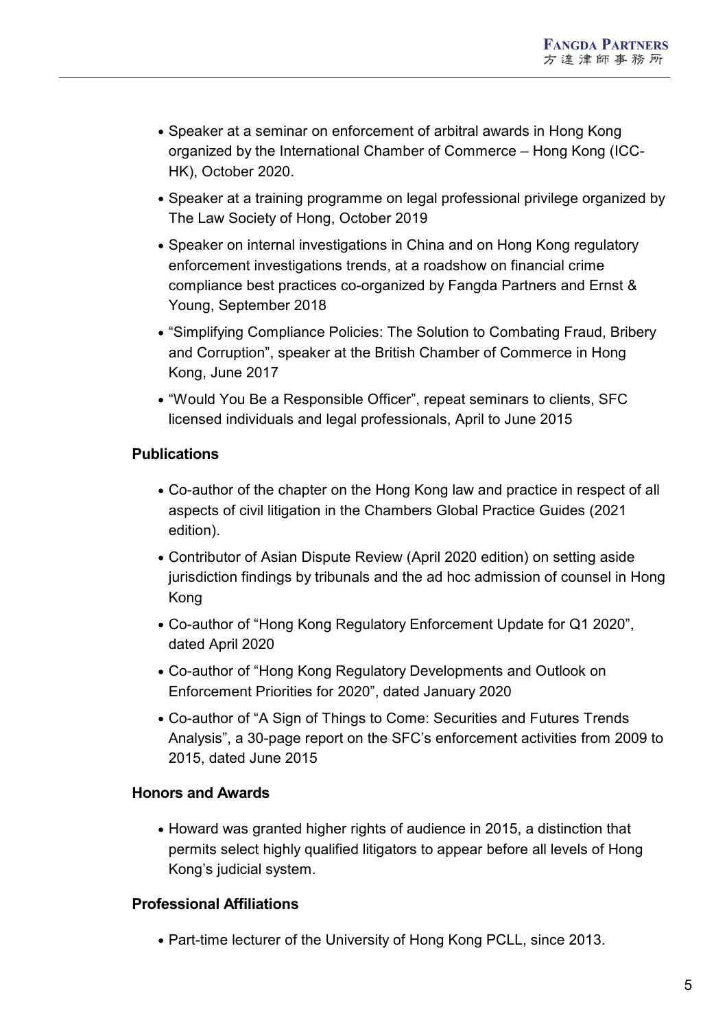- Speaker at a seminar on enforcement of arbitral awards in Hong Kong organized by the International Chamber of Commerce – Hong Kong (ICC-HK), October 2020.
- Speaker at a training programme on legal professional privilege organized by The Law Society of Hong, October 2019
- Speaker on internal investigations in China and on Hong Kong regulatory enforcement investigations trends, at a roadshow on financial crime compliance best practices co-organized by Fangda Partners and Ernst & Young, September 2018
- "Simplifying Compliance Policies: The Solution to Combating Fraud, Bribery and Corruption", speaker at the British Chamber of Commerce in Hong Kong, June 2017
- "Would You Be a Responsible Officer", repeat seminars to clients, SFC licensed individuals and legal professionals, April to June 2015

**Publications**

- Co-author of the chapter on the Hong Kong law and practice in respect of all aspects of civil litigation in the Chambers Global Practice Guides (2021 edition).
- Contributor of Asian Dispute Review (April 2020 edition) on setting aside jurisdiction findings by tribunals and the ad hoc admission of counsel in Hong Kong
- Co-author of "Hong Kong Regulatory Enforcement Update for Q1 2020", dated April 2020
- Co-author of "Hong Kong Regulatory Developments and Outlook on Enforcement Priorities for 2020", dated January 2020
- Co-author of "A Sign of Things to Come: Securities and Futures Trends Analysis", a 30-page report on the SFC's enforcement activities from 2009 to 2015, dated June 2015

**Honors and Awards**

- Howard was granted higher rights of audience in 2015, a distinction that permits select highly qualified litigators to appear before all levels of Hong Kong's judicial system.

**Professional Affiliations**

- Part-time lecturer of the University of Hong Kong PCLL, since 2013.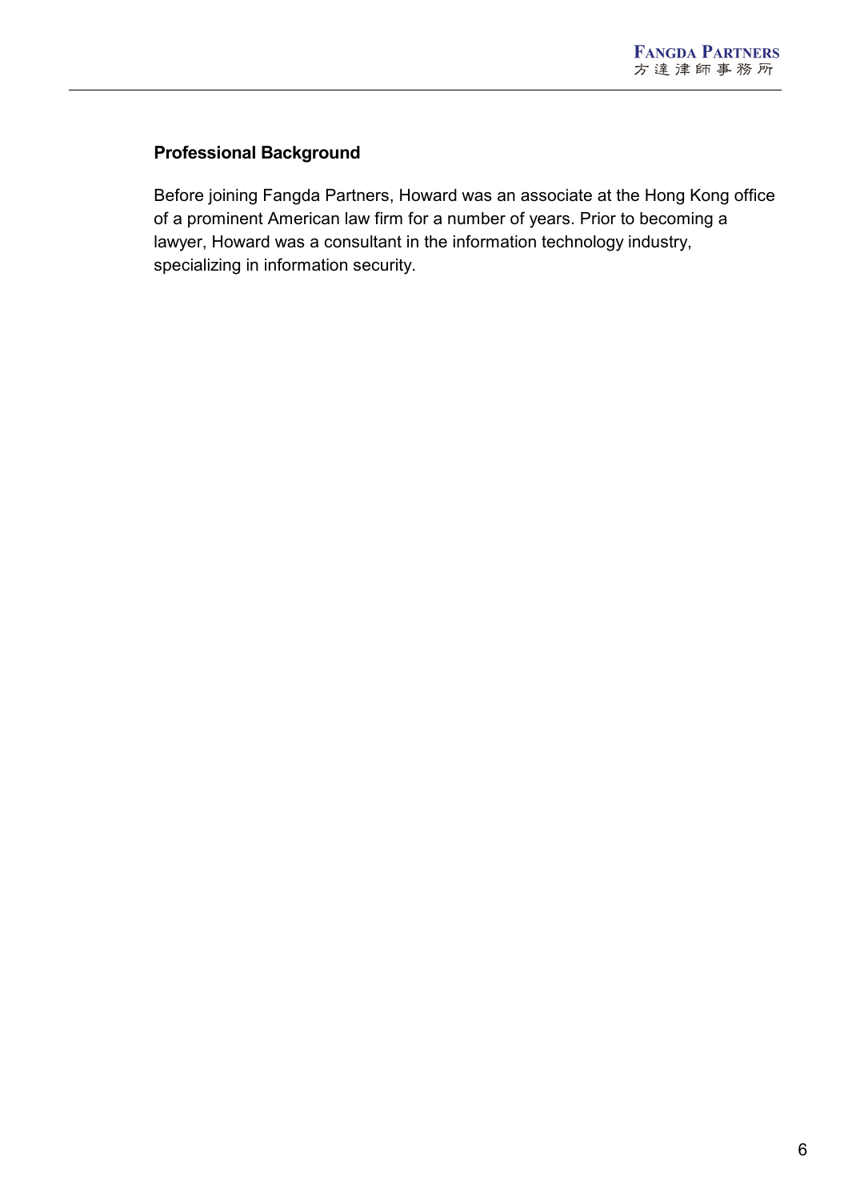## Professional Background

Before joining Fangda Partners, Howard was an associate at the Hong Kong office of a prominent American law firm for a number of years. Prior to becoming a lawyer, Howard was a consultant in the information technology industry, specializing in information security.